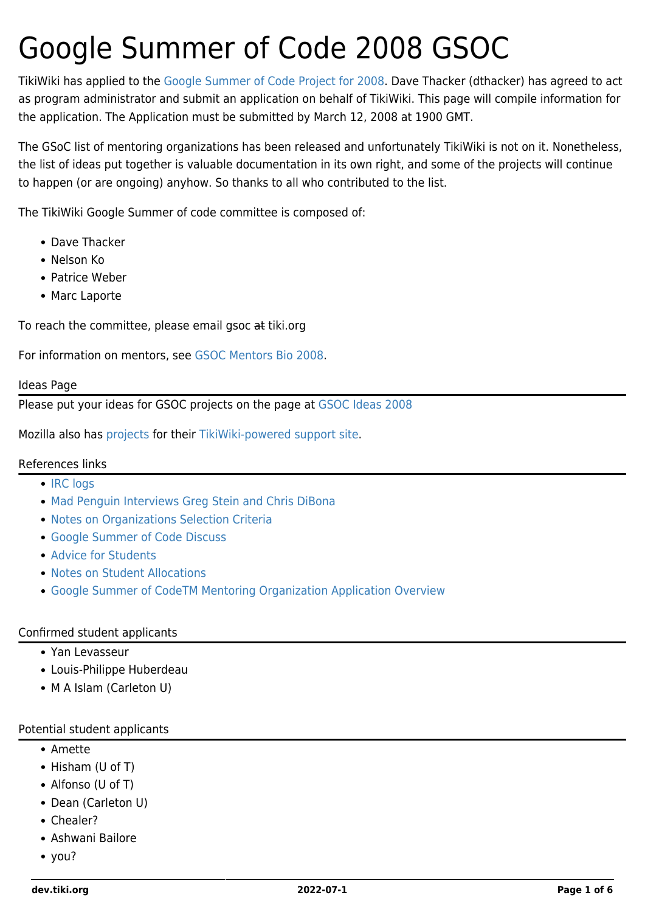# Google Summer of Code 2008 GSOC

TikiWiki has applied to the Google Summer of Code Project for 2008. Dave Thacker (dthacker) has agreed to act as program administrator and submit an application on behalf of TikiWiki. This page will compile information for the application. The Application must be submitted by March 12, 2008 at 1900 GMT.

The GSoC list of mentoring organizations has been released and unfortunately TikiWiki is not on it. Nonetheless, the list of ideas put together is valuable documentation in its own right, and some of the projects will continue to happen (or are ongoing) anyhow. So thanks to all who contributed to the list.

The TikiWiki Google Summer of code committee is composed of:

- Dave Thacker
- Nelson Ko
- Patrice Weber
- Marc Laporte

To reach the committee, please email gsoc ~~at~~ tiki.org

For information on mentors, see GSOC Mentors Bio 2008.

## Ideas Page

Please put your ideas for GSOC projects on the page at GSOC Ideas 2008

Mozilla also has projects for their TikiWiki-powered support site.

## References links

- IRC logs
- Mad Penguin Interviews Greg Stein and Chris DiBona
- Notes on Organizations Selection Criteria
- Google Summer of Code Discuss
- Advice for Students
- Notes on Student Allocations
- Google Summer of CodeTM Mentoring Organization Application Overview

## Confirmed student applicants

- Yan Levasseur
- Louis-Philippe Huberdeau
- M A Islam (Carleton U)

## Potential student applicants

- Amette
- Hisham (U of T)
- Alfonso (U of T)
- Dean (Carleton U)
- Chealer?
- Ashwani Bailore
- you?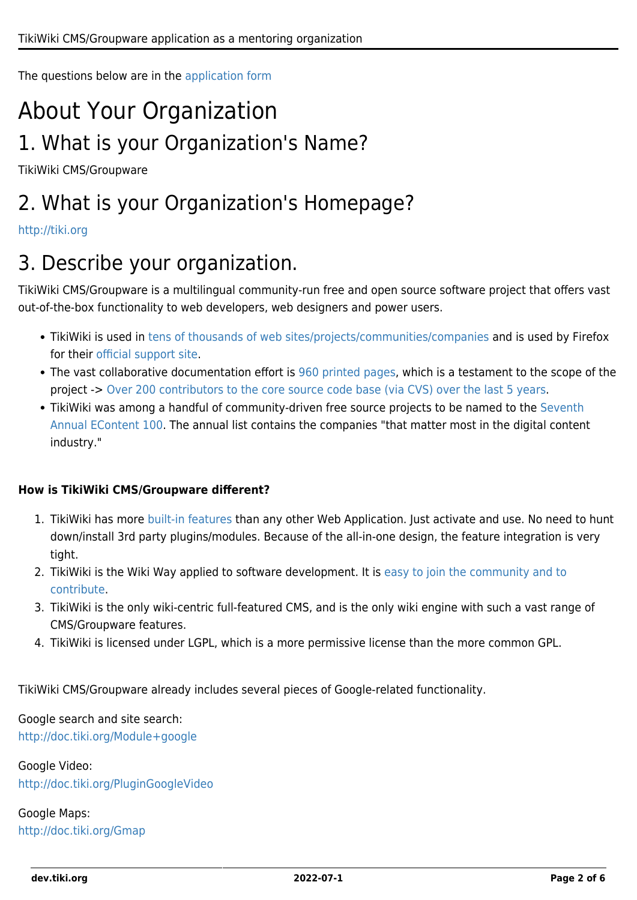The questions below are in the application form

# About Your Organization

## 1. What is your Organization's Name?

TikiWiki CMS/Groupware

## 2. What is your Organization's Homepage?

http://tiki.org

## 3. Describe your organization.

TikiWiki CMS/Groupware is a multilingual community-run free and open source software project that offers vast out-of-the-box functionality to web developers, web designers and power users.

- TikiWiki is used in tens of thousands of web sites/projects/communities/companies and is used by Firefox for their official support site.
- The vast collaborative documentation effort is 960 printed pages, which is a testament to the scope of the project -> Over 200 contributors to the core source code base (via CVS) over the last 5 years.
- TikiWiki was among a handful of community-driven free source projects to be named to the Seventh Annual EContent 100. The annual list contains the companies "that matter most in the digital content industry."

**How is TikiWiki CMS/Groupware different?**

1. TikiWiki has more built-in features than any other Web Application. Just activate and use. No need to hunt down/install 3rd party plugins/modules. Because of the all-in-one design, the feature integration is very tight.
2. TikiWiki is the Wiki Way applied to software development. It is easy to join the community and to contribute.
3. TikiWiki is the only wiki-centric full-featured CMS, and is the only wiki engine with such a vast range of CMS/Groupware features.
4. TikiWiki is licensed under LGPL, which is a more permissive license than the more common GPL.

TikiWiki CMS/Groupware already includes several pieces of Google-related functionality.

Google search and site search:
http://doc.tiki.org/Module+google

Google Video:
http://doc.tiki.org/PluginGoogleVideo

Google Maps:
http://doc.tiki.org/Gmap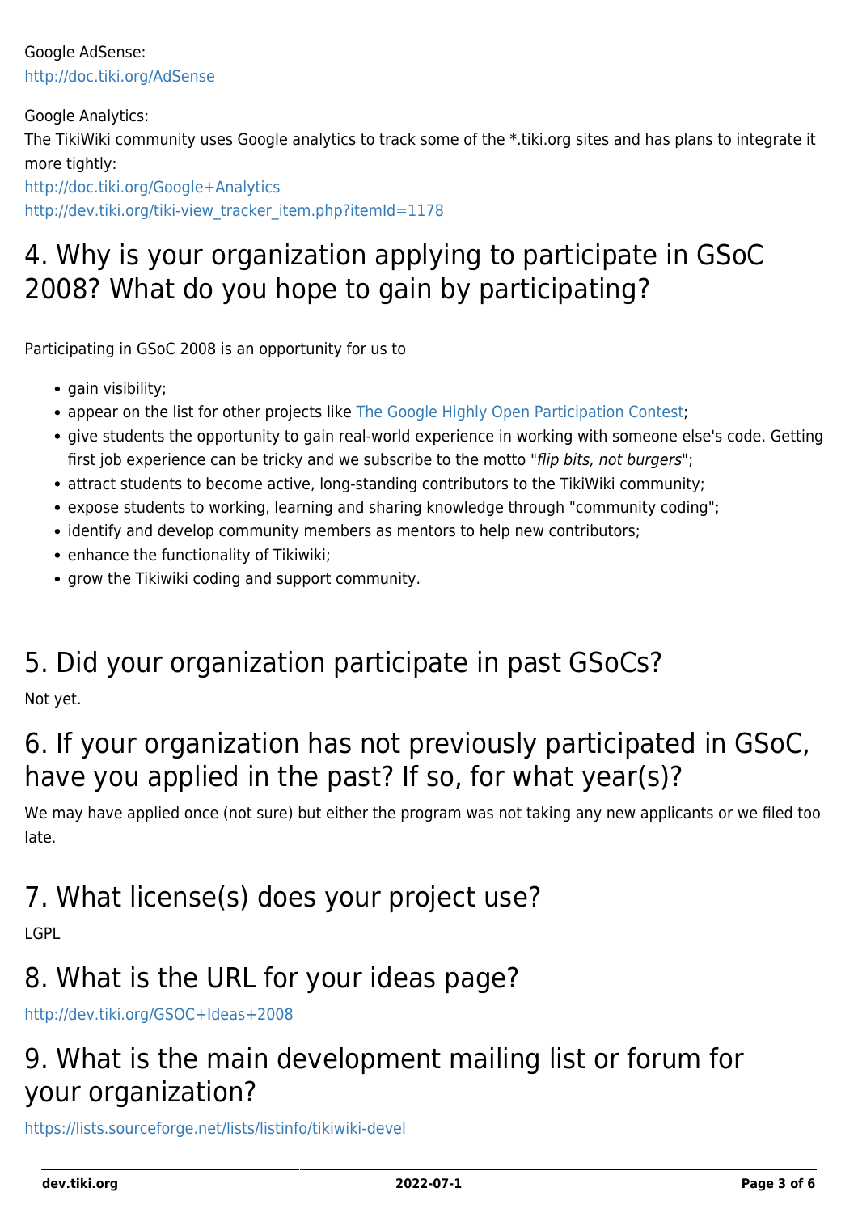Google AdSense:
http://doc.tiki.org/AdSense

Google Analytics:
The TikiWiki community uses Google analytics to track some of the *.tiki.org sites and has plans to integrate it more tightly:
http://doc.tiki.org/Google+Analytics
http://dev.tiki.org/tiki-view_tracker_item.php?itemId=1178

## 4. Why is your organization applying to participate in GSoC 2008? What do you hope to gain by participating?

Participating in GSoC 2008 is an opportunity for us to

- gain visibility;
- appear on the list for other projects like The Google Highly Open Participation Contest;
- give students the opportunity to gain real-world experience in working with someone else's code. Getting first job experience can be tricky and we subscribe to the motto "*flip bits, not burgers*";
- attract students to become active, long-standing contributors to the TikiWiki community;
- expose students to working, learning and sharing knowledge through "community coding";
- identify and develop community members as mentors to help new contributors;
- enhance the functionality of Tikiwiki;
- grow the Tikiwiki coding and support community.

## 5. Did your organization participate in past GSoCs?

Not yet.

## 6. If your organization has not previously participated in GSoC, have you applied in the past? If so, for what year(s)?

We may have applied once (not sure) but either the program was not taking any new applicants or we filed too late.

## 7. What license(s) does your project use?

LGPL

## 8. What is the URL for your ideas page?

http://dev.tiki.org/GSOC+Ideas+2008

## 9. What is the main development mailing list or forum for your organization?

https://lists.sourceforge.net/lists/listinfo/tikiwiki-devel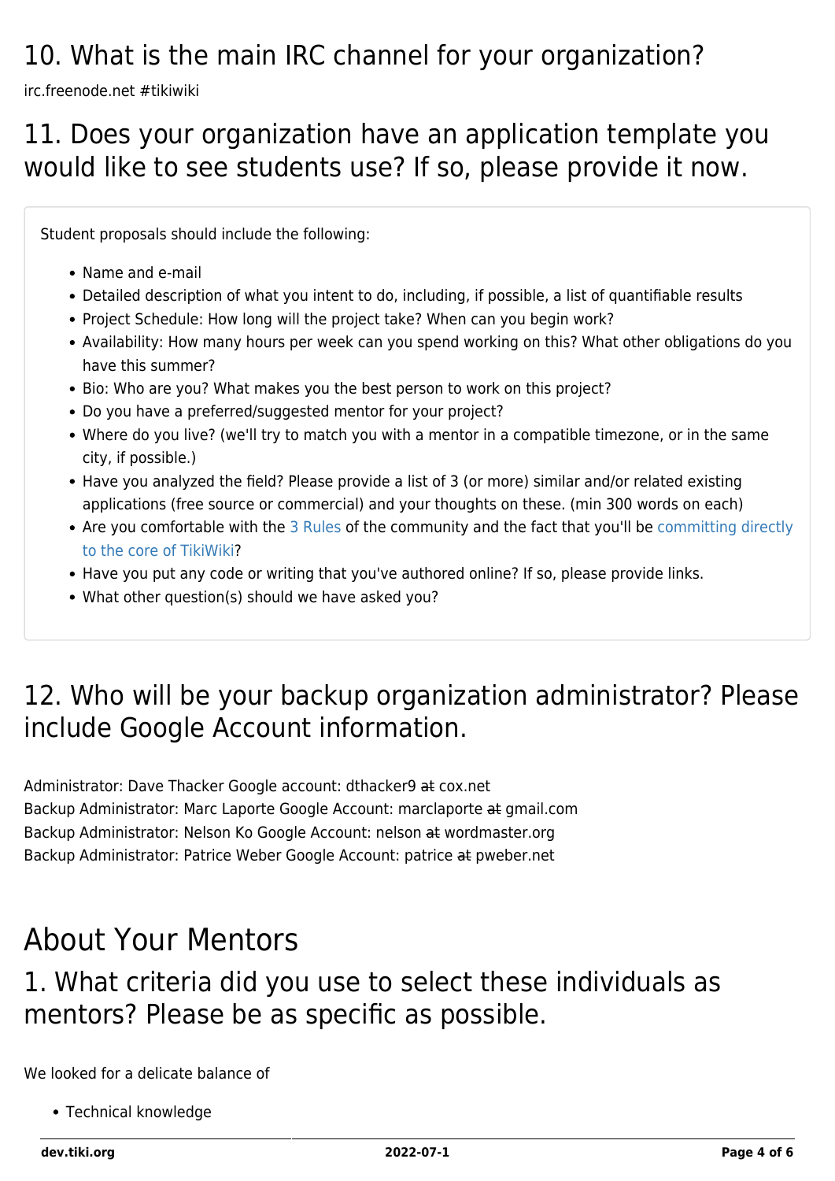## 10. What is the main IRC channel for your organization?

irc.freenode.net #tikiwiki

## 11. Does your organization have an application template you would like to see students use? If so, please provide it now.

Student proposals should include the following:

- Name and e-mail
- Detailed description of what you intent to do, including, if possible, a list of quantifiable results
- Project Schedule: How long will the project take? When can you begin work?
- Availability: How many hours per week can you spend working on this? What other obligations do you have this summer?
- Bio: Who are you? What makes you the best person to work on this project?
- Do you have a preferred/suggested mentor for your project?
- Where do you live? (we'll try to match you with a mentor in a compatible timezone, or in the same city, if possible.)
- Have you analyzed the field? Please provide a list of 3 (or more) similar and/or related existing applications (free source or commercial) and your thoughts on these. (min 300 words on each)
- Are you comfortable with the 3 Rules of the community and the fact that you'll be committing directly to the core of TikiWiki?
- Have you put any code or writing that you've authored online? If so, please provide links.
- What other question(s) should we have asked you?

## 12. Who will be your backup organization administrator? Please include Google Account information.

Administrator: Dave Thacker Google account: dthacker9 ~~at~~ cox.net
Backup Administrator: Marc Laporte Google Account: marclaporte ~~at~~ gmail.com
Backup Administrator: Nelson Ko Google Account: nelson ~~at~~ wordmaster.org
Backup Administrator: Patrice Weber Google Account: patrice ~~at~~ pweber.net

# About Your Mentors

## 1. What criteria did you use to select these individuals as mentors? Please be as specific as possible.

We looked for a delicate balance of

- Technical knowledge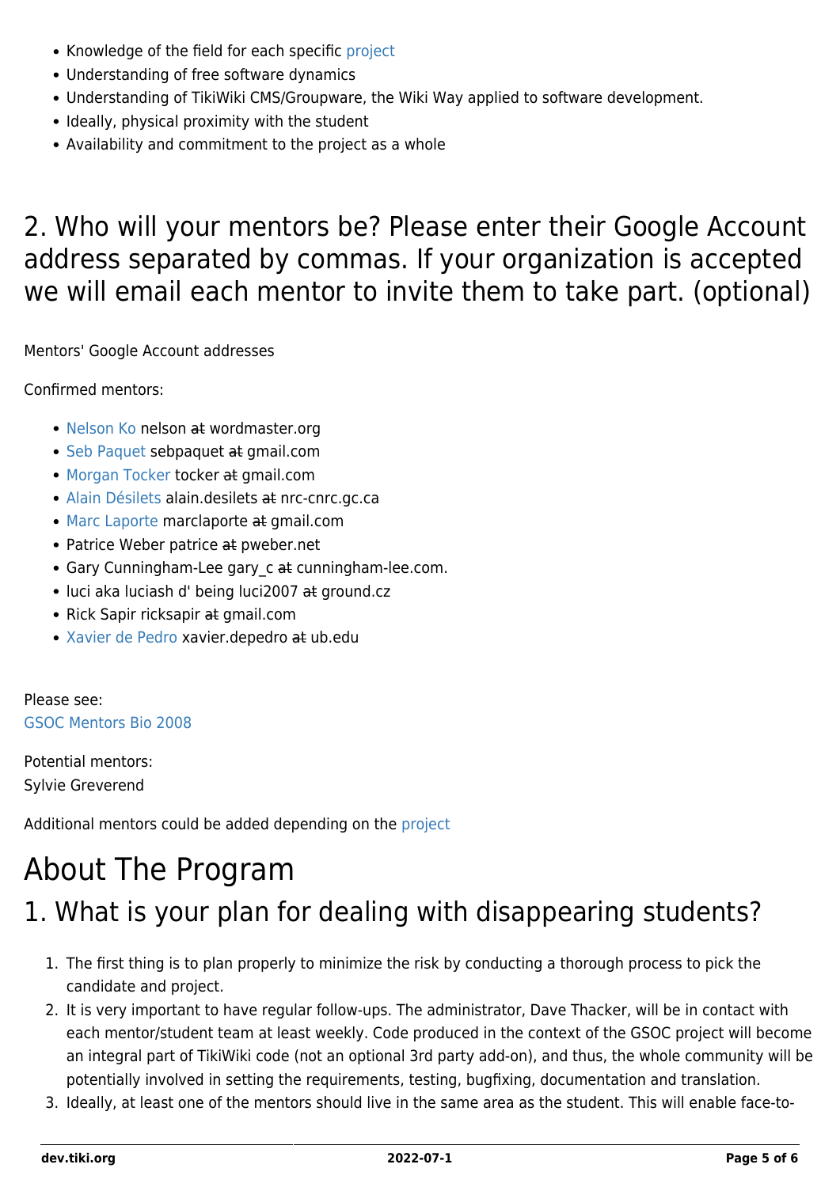- Knowledge of the field for each specific project
- Understanding of free software dynamics
- Understanding of TikiWiki CMS/Groupware, the Wiki Way applied to software development.
- Ideally, physical proximity with the student
- Availability and commitment to the project as a whole

## 2. Who will your mentors be? Please enter their Google Account address separated by commas. If your organization is accepted we will email each mentor to invite them to take part. (optional)

Mentors' Google Account addresses

Confirmed mentors:

- Nelson Ko nelson ~~at~~ wordmaster.org
- Seb Paquet sebpaquet ~~at~~ gmail.com
- Morgan Tocker tocker ~~at~~ gmail.com
- Alain Désilets alain.desilets ~~at~~ nrc-cnrc.gc.ca
- Marc Laporte marclaporte ~~at~~ gmail.com
- Patrice Weber patrice ~~at~~ pweber.net
- Gary Cunningham-Lee gary_c ~~at~~ cunningham-lee.com.
- luci aka luciash d' being luci2007 ~~at~~ ground.cz
- Rick Sapir ricksapir ~~at~~ gmail.com
- Xavier de Pedro xavier.depedro ~~at~~ ub.edu

Please see:
GSOC Mentors Bio 2008

Potential mentors:
Sylvie Greverend

Additional mentors could be added depending on the project

# About The Program

## 1. What is your plan for dealing with disappearing students?

1. The first thing is to plan properly to minimize the risk by conducting a thorough process to pick the candidate and project.
2. It is very important to have regular follow-ups. The administrator, Dave Thacker, will be in contact with each mentor/student team at least weekly. Code produced in the context of the GSOC project will become an integral part of TikiWiki code (not an optional 3rd party add-on), and thus, the whole community will be potentially involved in setting the requirements, testing, bugfixing, documentation and translation.
3. Ideally, at least one of the mentors should live in the same area as the student. This will enable face-to-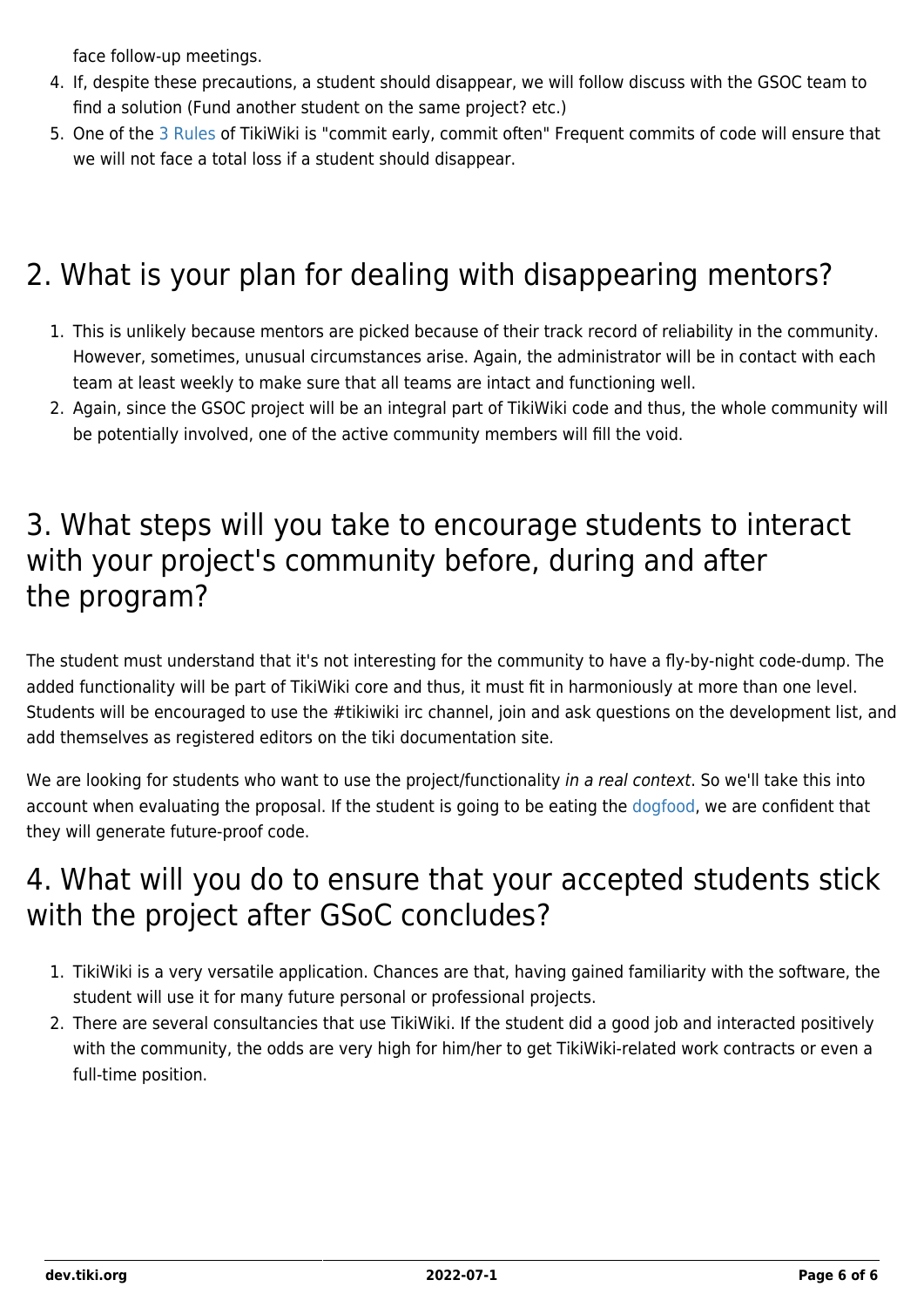face follow-up meetings.

4. If, despite these precautions, a student should disappear, we will follow discuss with the GSOC team to find a solution (Fund another student on the same project? etc.)
5. One of the 3 Rules of TikiWiki is "commit early, commit often" Frequent commits of code will ensure that we will not face a total loss if a student should disappear.

## 2. What is your plan for dealing with disappearing mentors?

1. This is unlikely because mentors are picked because of their track record of reliability in the community. However, sometimes, unusual circumstances arise. Again, the administrator will be in contact with each team at least weekly to make sure that all teams are intact and functioning well.
2. Again, since the GSOC project will be an integral part of TikiWiki code and thus, the whole community will be potentially involved, one of the active community members will fill the void.

## 3. What steps will you take to encourage students to interact with your project's community before, during and after the program?

The student must understand that it's not interesting for the community to have a fly-by-night code-dump. The added functionality will be part of TikiWiki core and thus, it must fit in harmoniously at more than one level. Students will be encouraged to use the #tikiwiki irc channel, join and ask questions on the development list, and add themselves as registered editors on the tiki documentation site.

We are looking for students who want to use the project/functionality *in a real context*. So we'll take this into account when evaluating the proposal. If the student is going to be eating the dogfood, we are confident that they will generate future-proof code.

## 4. What will you do to ensure that your accepted students stick with the project after GSoC concludes?

1. TikiWiki is a very versatile application. Chances are that, having gained familiarity with the software, the student will use it for many future personal or professional projects.
2. There are several consultancies that use TikiWiki. If the student did a good job and interacted positively with the community, the odds are very high for him/her to get TikiWiki-related work contracts or even a full-time position.